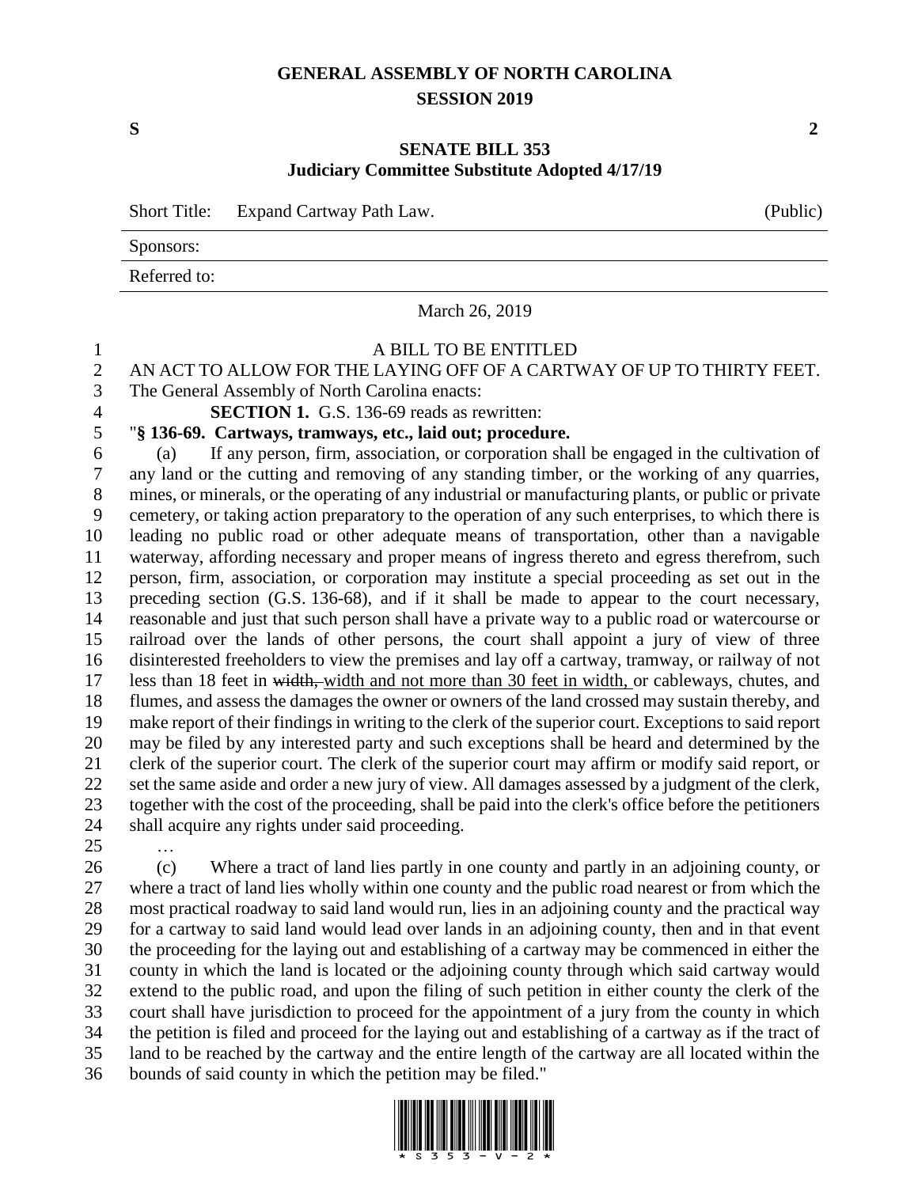# GENERAL ASSEMBLY OF NORTH CAROLINA
## SESSION 2019

**S** **2**

## SENATE BILL 353
### Judiciary Committee Substitute Adopted 4/17/19

Short Title: Expand Cartway Path Law. (Public)

Sponsors:

Referred to:

March 26, 2019

A BILL TO BE ENTITLED

AN ACT TO ALLOW FOR THE LAYING OFF OF A CARTWAY OF UP TO THIRTY FEET.

The General Assembly of North Carolina enacts:

**SECTION 1.** G.S. 136-69 reads as rewritten:

"**§ 136-69. Cartways, tramways, etc., laid out; procedure.**

(a) If any person, firm, association, or corporation shall be engaged in the cultivation of any land or the cutting and removing of any standing timber, or the working of any quarries, mines, or minerals, or the operating of any industrial or manufacturing plants, or public or private cemetery, or taking action preparatory to the operation of any such enterprises, to which there is leading no public road or other adequate means of transportation, other than a navigable waterway, affording necessary and proper means of ingress thereto and egress therefrom, such person, firm, association, or corporation may institute a special proceeding as set out in the preceding section (G.S. 136-68), and if it shall be made to appear to the court necessary, reasonable and just that such person shall have a private way to a public road or watercourse or railroad over the lands of other persons, the court shall appoint a jury of view of three disinterested freeholders to view the premises and lay off a cartway, tramway, or railway of not less than 18 feet in ~~width,~~ width and not more than 30 feet in width, or cableways, chutes, and flumes, and assess the damages the owner or owners of the land crossed may sustain thereby, and make report of their findings in writing to the clerk of the superior court. Exceptions to said report may be filed by any interested party and such exceptions shall be heard and determined by the clerk of the superior court. The clerk of the superior court may affirm or modify said report, or set the same aside and order a new jury of view. All damages assessed by a judgment of the clerk, together with the cost of the proceeding, shall be paid into the clerk's office before the petitioners shall acquire any rights under said proceeding.

…

(c) Where a tract of land lies partly in one county and partly in an adjoining county, or where a tract of land lies wholly within one county and the public road nearest or from which the most practical roadway to said land would run, lies in an adjoining county and the practical way for a cartway to said land would lead over lands in an adjoining county, then and in that event the proceeding for the laying out and establishing of a cartway may be commenced in either the county in which the land is located or the adjoining county through which said cartway would extend to the public road, and upon the filing of such petition in either county the clerk of the court shall have jurisdiction to proceed for the appointment of a jury from the county in which the petition is filed and proceed for the laying out and establishing of a cartway as if the tract of land to be reached by the cartway and the entire length of the cartway are all located within the bounds of said county in which the petition may be filed."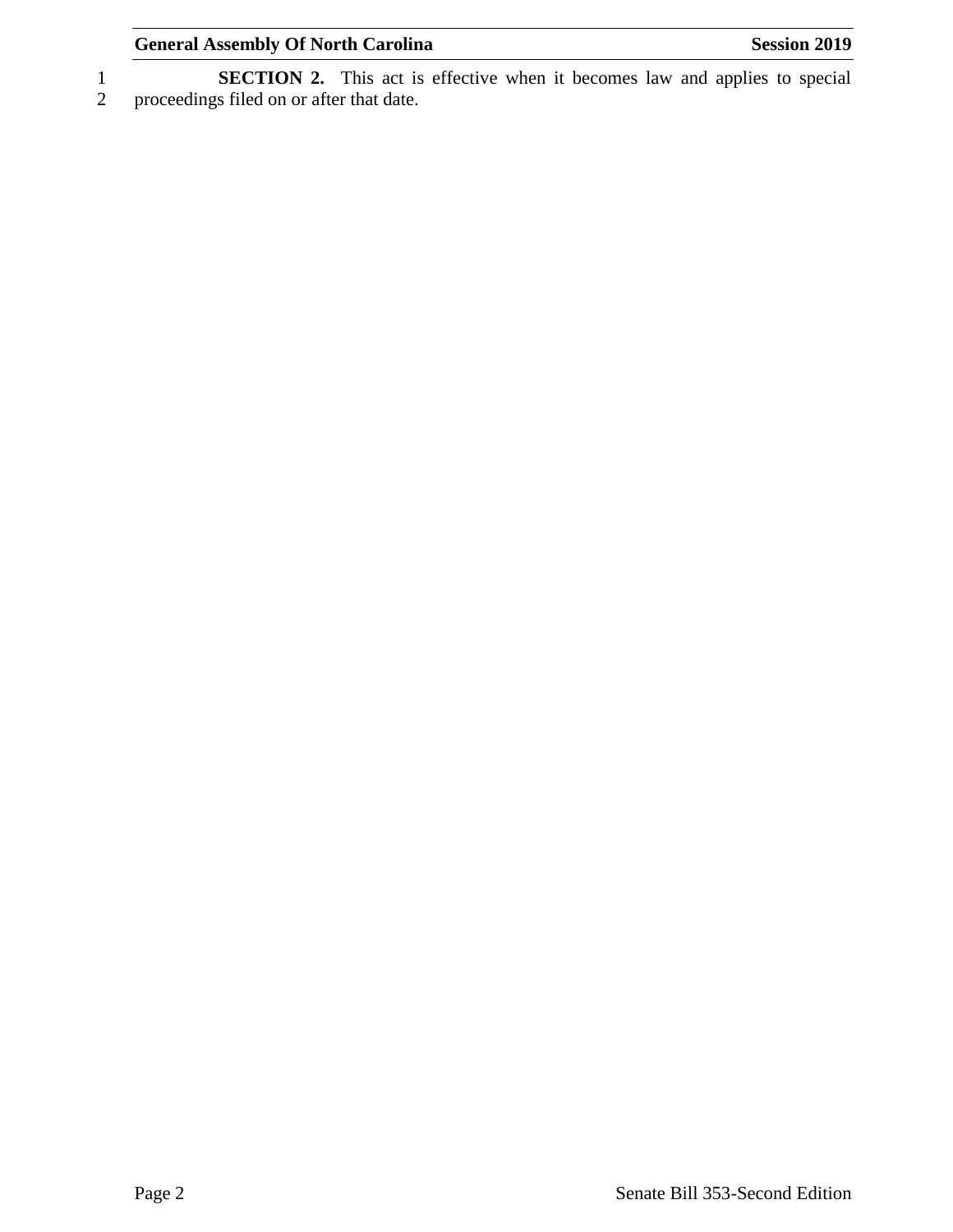**SECTION 2.** This act is effective when it becomes law and applies to special proceedings filed on or after that date.